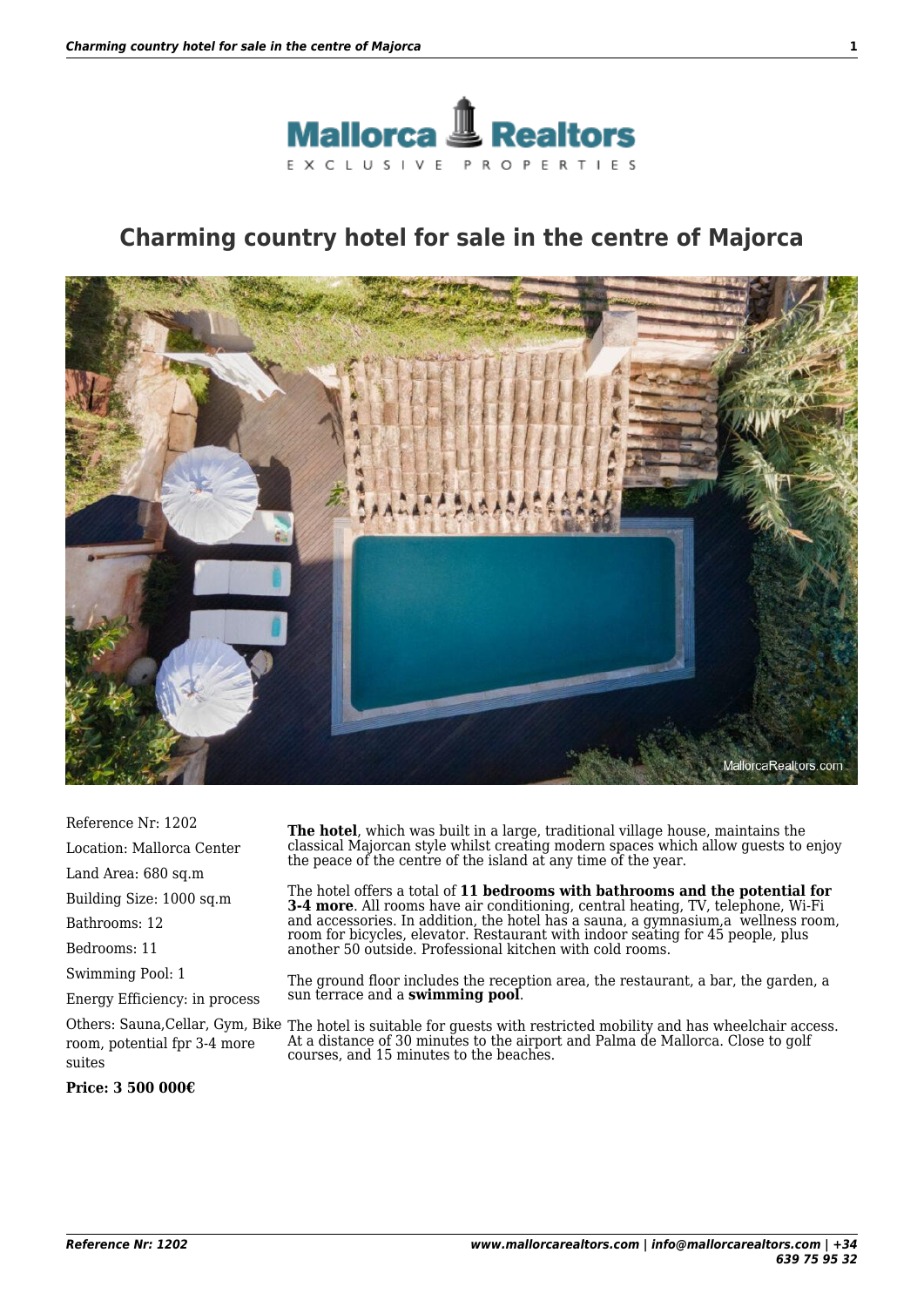# Charming country hotel for sale in the centre of Majorca

Reference Nr: 1202

Location: Mallorca Center

Land Area: 680 sq.m

Building Size: 1000 sq.m

Bathrooms: 12

Bedrooms: 11

Swimming Pool: 1

Energy Efficiency: in process

Others: Sauna,Cellar, Gym, Bike room, potential fpr 3-4 more suites

**Price: 3 500 000€**

**The hotel**, which was built in a large, traditional village house, maintains the classical Majorcan style whilst creating modern spaces which allow guests to enjoy the peace of the centre of the island at any time of the year.

The hotel offers a total of **11 bedrooms with bathrooms and the potential for 3-4 more**. All rooms have air conditioning, central heating, TV, telephone, Wi-Fi and accessories. In addition, the hotel has a sauna, a gymnasium,a  wellness room, room for bicycles, elevator. Restaurant with indoor seating for 45 people, plus another 50 outside. Professional kitchen with cold rooms.

The ground floor includes the reception area, the restaurant, a bar, the garden, a sun terrace and a **swimming pool**.

The hotel is suitable for guests with restricted mobility and has wheelchair access. At a distance of 30 minutes to the airport and Palma de Mallorca. Close to golf courses, and 15 minutes to the beaches.